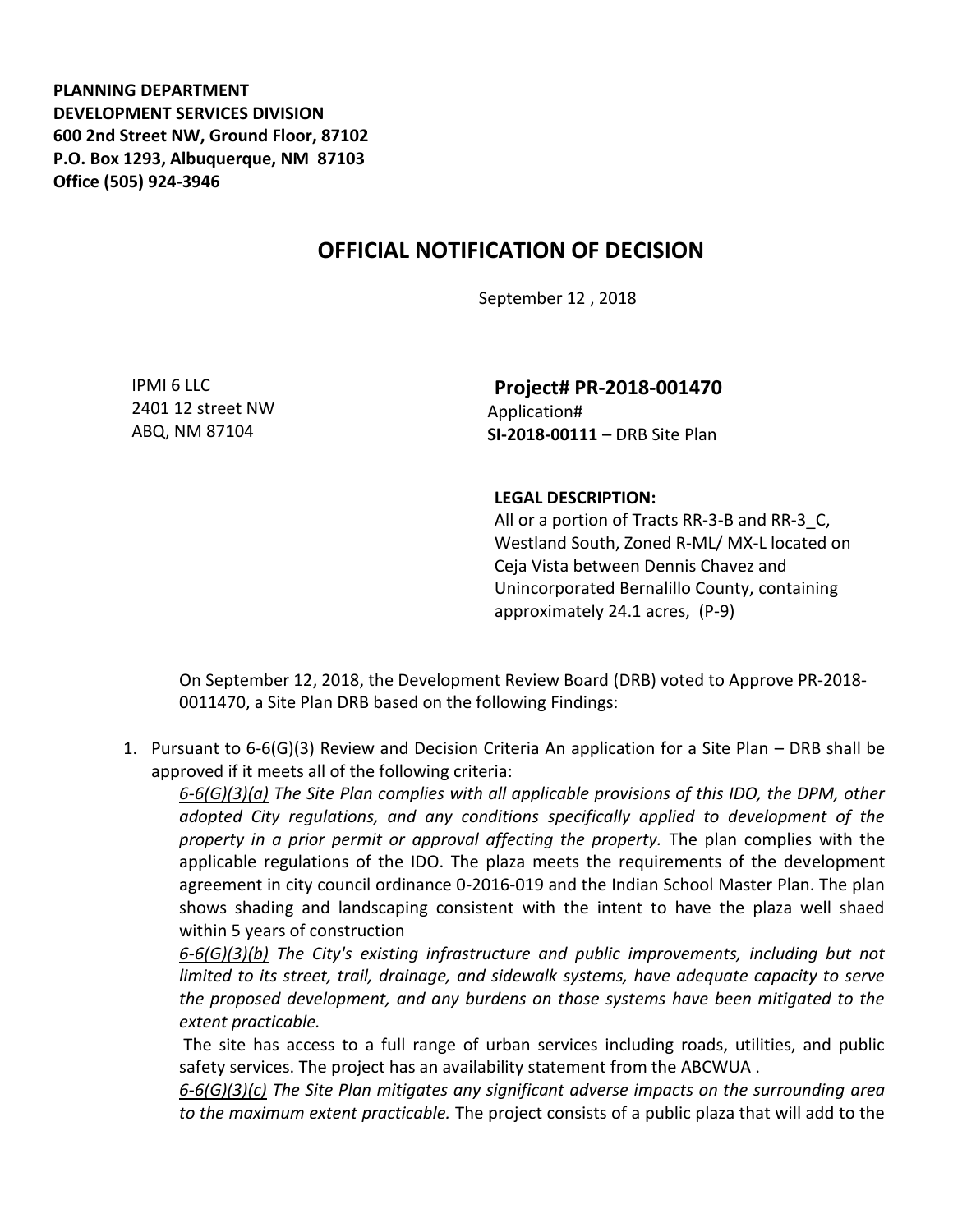**PLANNING DEPARTMENT**
**DEVELOPMENT SERVICES DIVISION**
**600 2nd Street NW, Ground Floor, 87102**
**P.O. Box 1293, Albuquerque, NM 87103**
**Office (505) 924-3946**

## OFFICIAL NOTIFICATION OF DECISION

September 12 , 2018

IPMI 6 LLC
2401 12 street NW
ABQ, NM 87104

**Project# PR-2018-001470**
Application#
**SI-2018-00111** – DRB Site Plan

**LEGAL DESCRIPTION:**
All or a portion of Tracts RR-3-B and RR-3_C, Westland South, Zoned R-ML/ MX-L located on Ceja Vista between Dennis Chavez and Unincorporated Bernalillo County, containing approximately 24.1 acres, (P-9)

On September 12, 2018, the Development Review Board (DRB) voted to Approve PR-2018-0011470, a Site Plan DRB based on the following Findings:

1. Pursuant to 6-6(G)(3) Review and Decision Criteria An application for a Site Plan – DRB shall be approved if it meets all of the following criteria:

   *__6-6(G)(3)(a)__ The Site Plan complies with all applicable provisions of this IDO, the DPM, other adopted City regulations, and any conditions specifically applied to development of the property in a prior permit or approval affecting the property.* The plan complies with the applicable regulations of the IDO. The plaza meets the requirements of the development agreement in city council ordinance 0-2016-019 and the Indian School Master Plan. The plan shows shading and landscaping consistent with the intent to have the plaza well shaed within 5 years of construction

   *__6-6(G)(3)(b)__ The City's existing infrastructure and public improvements, including but not limited to its street, trail, drainage, and sidewalk systems, have adequate capacity to serve the proposed development, and any burdens on those systems have been mitigated to the extent practicable.*

   The site has access to a full range of urban services including roads, utilities, and public safety services. The project has an availability statement from the ABCWUA .

   *__6-6(G)(3)(c)__ The Site Plan mitigates any significant adverse impacts on the surrounding area to the maximum extent practicable.* The project consists of a public plaza that will add to the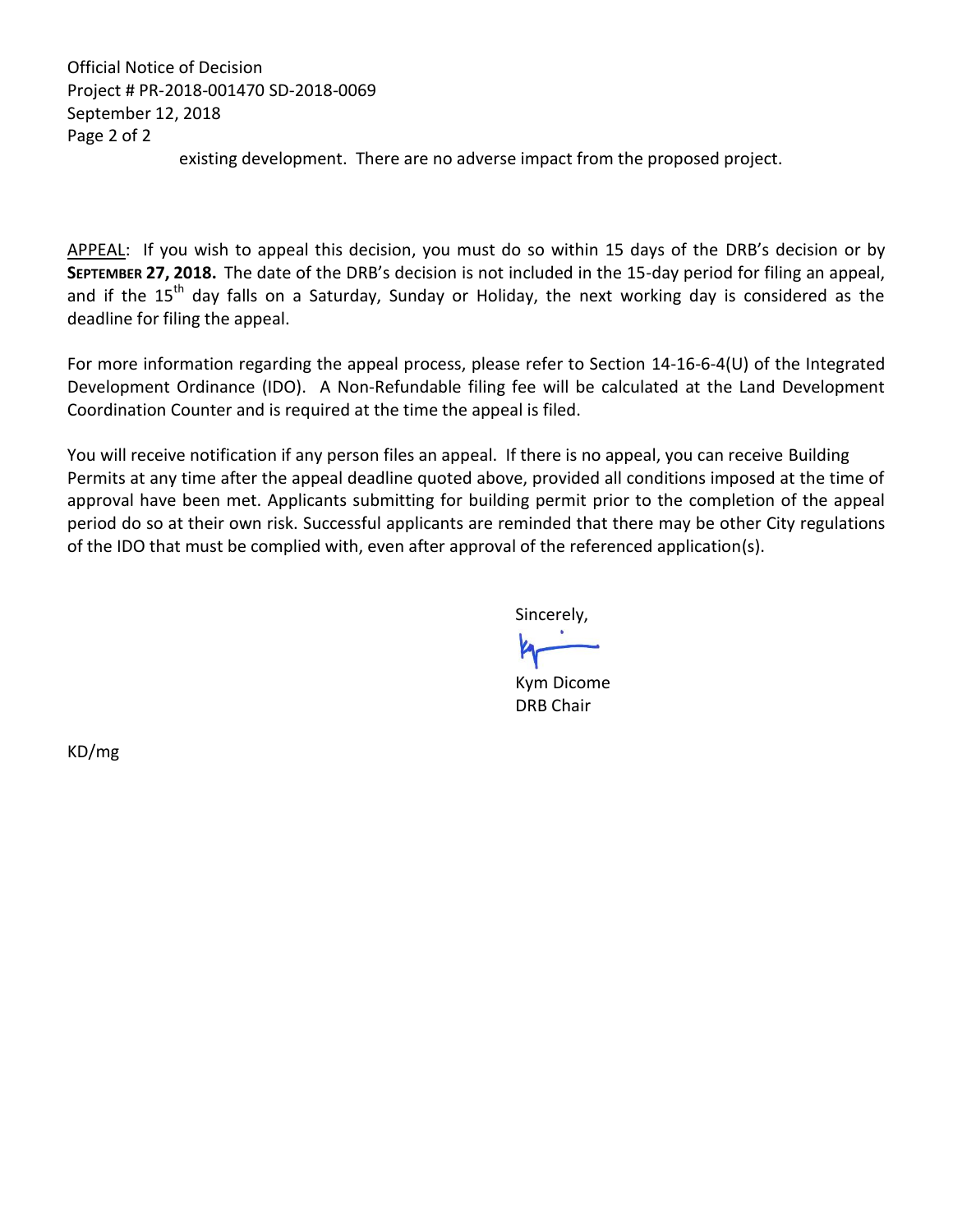existing development. There are no adverse impact from the proposed project.

APPEAL: If you wish to appeal this decision, you must do so within 15 days of the DRB's decision or by **SEPTEMBER 27, 2018.** The date of the DRB's decision is not included in the 15-day period for filing an appeal, and if the 15th day falls on a Saturday, Sunday or Holiday, the next working day is considered as the deadline for filing the appeal.

For more information regarding the appeal process, please refer to Section 14-16-6-4(U) of the Integrated Development Ordinance (IDO). A Non-Refundable filing fee will be calculated at the Land Development Coordination Counter and is required at the time the appeal is filed.

You will receive notification if any person files an appeal. If there is no appeal, you can receive Building Permits at any time after the appeal deadline quoted above, provided all conditions imposed at the time of approval have been met. Applicants submitting for building permit prior to the completion of the appeal period do so at their own risk. Successful applicants are reminded that there may be other City regulations of the IDO that must be complied with, even after approval of the referenced application(s).

Sincerely,

Kym Dicome
DRB Chair

KD/mg